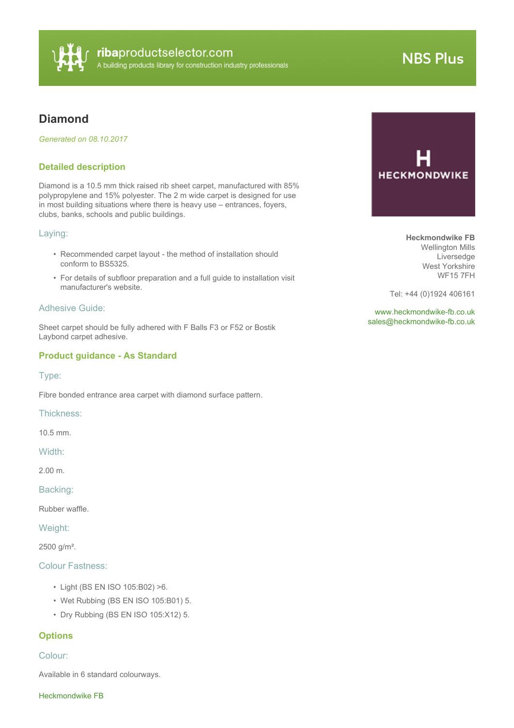ribaproductselector.com
A building products library for construction industry professionals

NBS Plus

# Diamond

*Generated on 08.10.2017*

**Heckmondwike FB**
Wellington Mills
Liversedge
West Yorkshire
WF15 7FH

Tel: +44 (0)1924 406161

www.heckmondwike-fb.co.uk
sales@heckmondwike-fb.co.uk

## Detailed description

Diamond is a 10.5 mm thick raised rib sheet carpet, manufactured with 85% polypropylene and 15% polyester. The 2 m wide carpet is designed for use in most building situations where there is heavy use – entrances, foyers, clubs, banks, schools and public buildings.

### Laying:

- Recommended carpet layout - the method of installation should conform to BS5325.
- For details of subfloor preparation and a full guide to installation visit manufacturer's website.

### Adhesive Guide:

Sheet carpet should be fully adhered with F Balls F3 or F52 or Bostik Laybond carpet adhesive.

## Product guidance - As Standard

### Type:

Fibre bonded entrance area carpet with diamond surface pattern.

### Thickness:

10.5 mm.

### Width:

2.00 m.

### Backing:

Rubber waffle.

### Weight:

2500 g/m².

### Colour Fastness:

- Light (BS EN ISO 105:B02) >6.
- Wet Rubbing (BS EN ISO 105:B01) 5.
- Dry Rubbing (BS EN ISO 105:X12) 5.

## Options

### Colour:

Available in 6 standard colourways.

Heckmondwike FB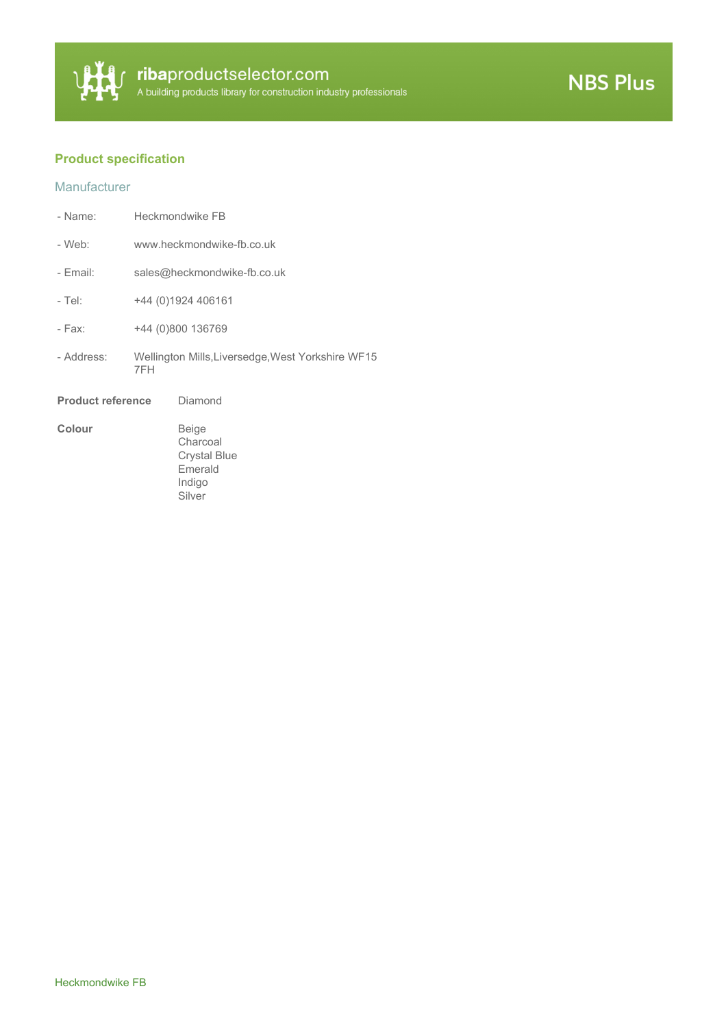ribaproductselector.com
A building products library for construction industry professionals

NBS Plus

## Product specification

### Manufacturer

| | |
|---|---|
| - Name: | Heckmondwike FB |
| - Web: | www.heckmondwike-fb.co.uk |
| - Email: | sales@heckmondwike-fb.co.uk |
| - Tel: | +44 (0)1924 406161 |
| - Fax: | +44 (0)800 136769 |
| - Address: | Wellington Mills,Liversedge,West Yorkshire WF15 7FH |

| | |
|---|---|
| **Product reference** | Diamond |
| **Colour** | Beige<br>Charcoal<br>Crystal Blue<br>Emerald<br>Indigo<br>Silver |